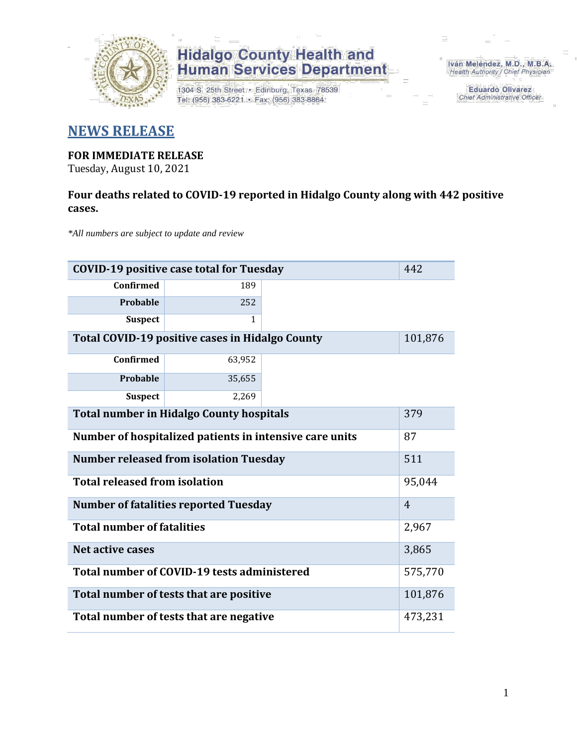Hidalgo County Health and Human Services Department

1304 S. 25th Street • Edinburg, Texas 78539
Tel: (956) 383-6221 • Fax: (956) 383-8864

Iván Meléndez, M.D., M.B.A.
Health Authority / Chief Physician

Eduardo Olivarez
Chief Administrative Officer

# NEWS RELEASE

**FOR IMMEDIATE RELEASE**
Tuesday, August 10, 2021

**Four deaths related to COVID-19 reported in Hidalgo County along with 442 positive cases.**

*\*All numbers are subject to update and review*

| | | |
|---|---|---|
| **COVID-19 positive case total for Tuesday** | | 442 |
| **Confirmed** | 189 | |
| **Probable** | 252 | |
| **Suspect** | 1 | |
| **Total COVID-19 positive cases in Hidalgo County** | | 101,876 |
| **Confirmed** | 63,952 | |
| **Probable** | 35,655 | |
| **Suspect** | 2,269 | |
| **Total number in Hidalgo County hospitals** | | 379 |
| **Number of hospitalized patients in intensive care units** | | 87 |
| **Number released from isolation Tuesday** | | 511 |
| **Total released from isolation** | | 95,044 |
| **Number of fatalities reported Tuesday** | | 4 |
| **Total number of fatalities** | | 2,967 |
| **Net active cases** | | 3,865 |
| **Total number of COVID-19 tests administered** | | 575,770 |
| **Total number of tests that are positive** | | 101,876 |
| **Total number of tests that are negative** | | 473,231 |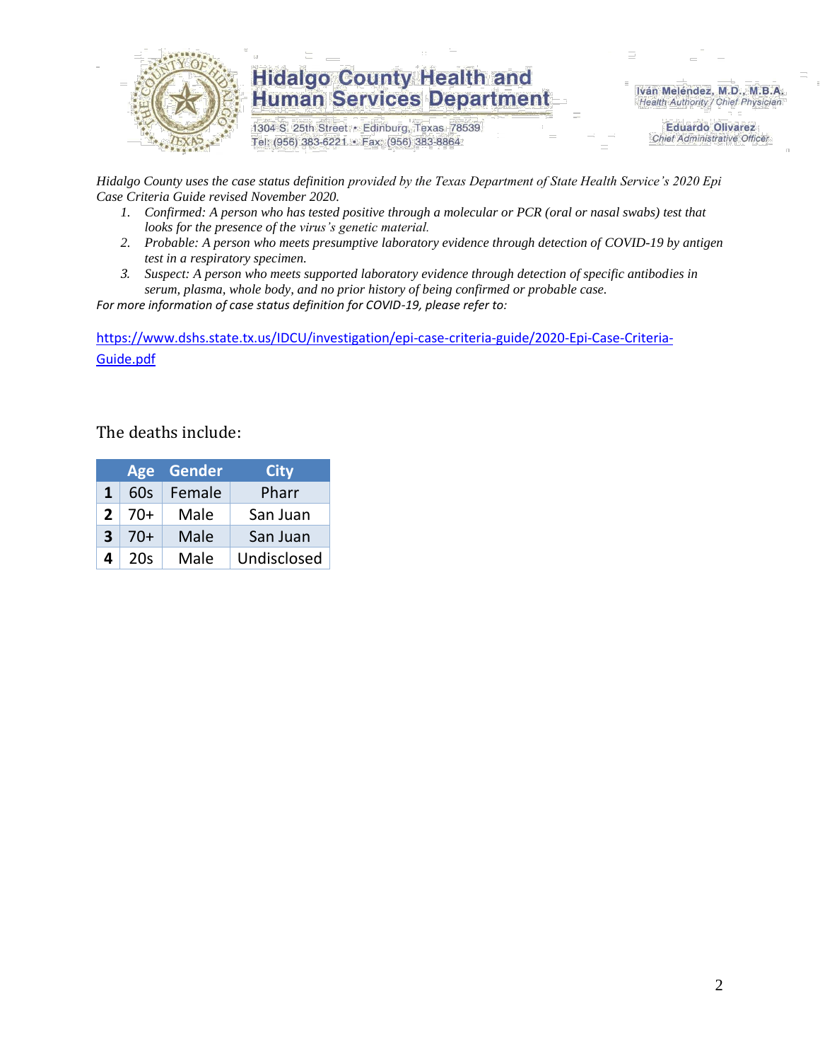*Hidalgo County uses the case status definition provided by the Texas Department of State Health Service's 2020 Epi Case Criteria Guide revised November 2020.*

1. *Confirmed: A person who has tested positive through a molecular or PCR (oral or nasal swabs) test that looks for the presence of the virus's genetic material.*
2. *Probable: A person who meets presumptive laboratory evidence through detection of COVID-19 by antigen test in a respiratory specimen.*
3. *Suspect: A person who meets supported laboratory evidence through detection of specific antibodies in serum, plasma, whole body, and no prior history of being confirmed or probable case.*

*For more information of case status definition for COVID-19, please refer to:*

https://www.dshs.state.tx.us/IDCU/investigation/epi-case-criteria-guide/2020-Epi-Case-Criteria-Guide.pdf

The deaths include:

| | Age | Gender | City |
|---|---|---|---|
| **1** | 60s | Female | Pharr |
| **2** | 70+ | Male | San Juan |
| **3** | 70+ | Male | San Juan |
| **4** | 20s | Male | Undisclosed |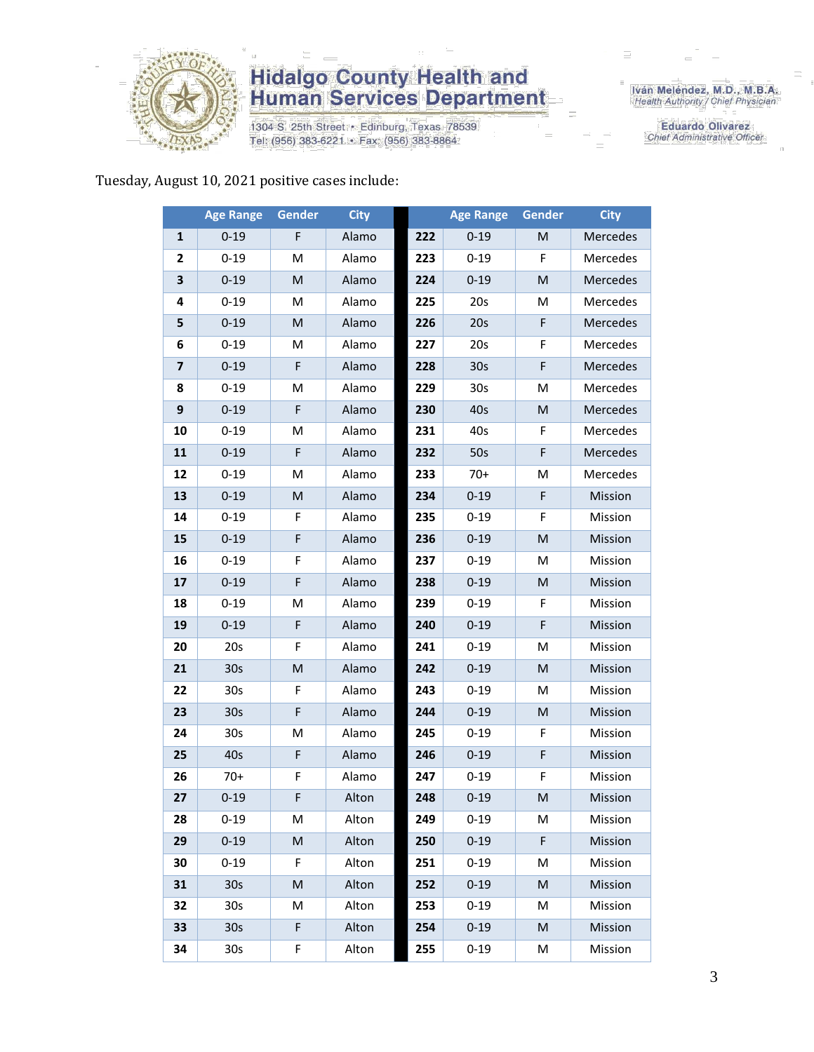Tuesday, August 10, 2021 positive cases include:

| | Age Range | Gender | City | | Age Range | Gender | City |
|---|---|---|---|---|---|---|---|
| 1 | 0-19 | F | Alamo | 222 | 0-19 | M | Mercedes |
| 2 | 0-19 | M | Alamo | 223 | 0-19 | F | Mercedes |
| 3 | 0-19 | M | Alamo | 224 | 0-19 | M | Mercedes |
| 4 | 0-19 | M | Alamo | 225 | 20s | M | Mercedes |
| 5 | 0-19 | M | Alamo | 226 | 20s | F | Mercedes |
| 6 | 0-19 | M | Alamo | 227 | 20s | F | Mercedes |
| 7 | 0-19 | F | Alamo | 228 | 30s | F | Mercedes |
| 8 | 0-19 | M | Alamo | 229 | 30s | M | Mercedes |
| 9 | 0-19 | F | Alamo | 230 | 40s | M | Mercedes |
| 10 | 0-19 | M | Alamo | 231 | 40s | F | Mercedes |
| 11 | 0-19 | F | Alamo | 232 | 50s | F | Mercedes |
| 12 | 0-19 | M | Alamo | 233 | 70+ | M | Mercedes |
| 13 | 0-19 | M | Alamo | 234 | 0-19 | F | Mission |
| 14 | 0-19 | F | Alamo | 235 | 0-19 | F | Mission |
| 15 | 0-19 | F | Alamo | 236 | 0-19 | M | Mission |
| 16 | 0-19 | F | Alamo | 237 | 0-19 | M | Mission |
| 17 | 0-19 | F | Alamo | 238 | 0-19 | M | Mission |
| 18 | 0-19 | M | Alamo | 239 | 0-19 | F | Mission |
| 19 | 0-19 | F | Alamo | 240 | 0-19 | F | Mission |
| 20 | 20s | F | Alamo | 241 | 0-19 | M | Mission |
| 21 | 30s | M | Alamo | 242 | 0-19 | M | Mission |
| 22 | 30s | F | Alamo | 243 | 0-19 | M | Mission |
| 23 | 30s | F | Alamo | 244 | 0-19 | M | Mission |
| 24 | 30s | M | Alamo | 245 | 0-19 | F | Mission |
| 25 | 40s | F | Alamo | 246 | 0-19 | F | Mission |
| 26 | 70+ | F | Alamo | 247 | 0-19 | F | Mission |
| 27 | 0-19 | F | Alton | 248 | 0-19 | M | Mission |
| 28 | 0-19 | M | Alton | 249 | 0-19 | M | Mission |
| 29 | 0-19 | M | Alton | 250 | 0-19 | F | Mission |
| 30 | 0-19 | F | Alton | 251 | 0-19 | M | Mission |
| 31 | 30s | M | Alton | 252 | 0-19 | M | Mission |
| 32 | 30s | M | Alton | 253 | 0-19 | M | Mission |
| 33 | 30s | F | Alton | 254 | 0-19 | M | Mission |
| 34 | 30s | F | Alton | 255 | 0-19 | M | Mission |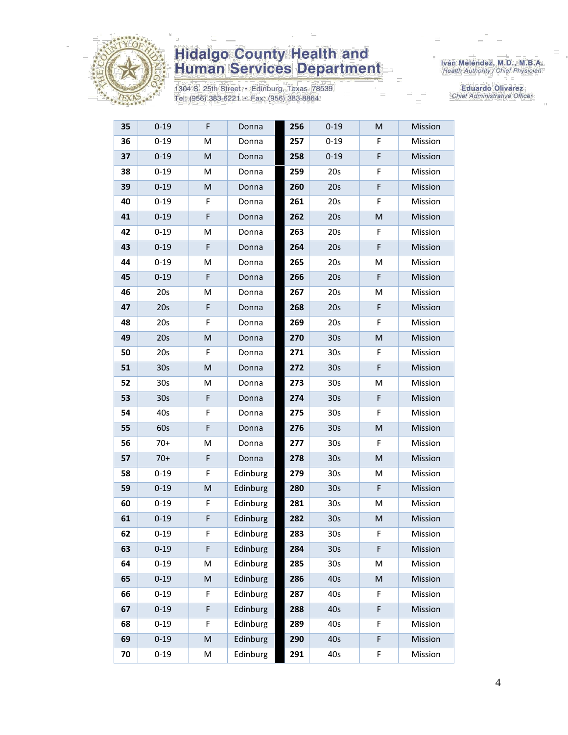| | | | | | | | |
|---|---|---|---|---|---|---|---|
| **35** | 0-19 | F | Donna | **256** | 0-19 | M | Mission |
| **36** | 0-19 | M | Donna | **257** | 0-19 | F | Mission |
| **37** | 0-19 | M | Donna | **258** | 0-19 | F | Mission |
| **38** | 0-19 | M | Donna | **259** | 20s | F | Mission |
| **39** | 0-19 | M | Donna | **260** | 20s | F | Mission |
| **40** | 0-19 | F | Donna | **261** | 20s | F | Mission |
| **41** | 0-19 | F | Donna | **262** | 20s | M | Mission |
| **42** | 0-19 | M | Donna | **263** | 20s | F | Mission |
| **43** | 0-19 | F | Donna | **264** | 20s | F | Mission |
| **44** | 0-19 | M | Donna | **265** | 20s | M | Mission |
| **45** | 0-19 | F | Donna | **266** | 20s | F | Mission |
| **46** | 20s | M | Donna | **267** | 20s | M | Mission |
| **47** | 20s | F | Donna | **268** | 20s | F | Mission |
| **48** | 20s | F | Donna | **269** | 20s | F | Mission |
| **49** | 20s | M | Donna | **270** | 30s | M | Mission |
| **50** | 20s | F | Donna | **271** | 30s | F | Mission |
| **51** | 30s | M | Donna | **272** | 30s | F | Mission |
| **52** | 30s | M | Donna | **273** | 30s | M | Mission |
| **53** | 30s | F | Donna | **274** | 30s | F | Mission |
| **54** | 40s | F | Donna | **275** | 30s | F | Mission |
| **55** | 60s | F | Donna | **276** | 30s | M | Mission |
| **56** | 70+ | M | Donna | **277** | 30s | F | Mission |
| **57** | 70+ | F | Donna | **278** | 30s | M | Mission |
| **58** | 0-19 | F | Edinburg | **279** | 30s | M | Mission |
| **59** | 0-19 | M | Edinburg | **280** | 30s | F | Mission |
| **60** | 0-19 | F | Edinburg | **281** | 30s | M | Mission |
| **61** | 0-19 | F | Edinburg | **282** | 30s | M | Mission |
| **62** | 0-19 | F | Edinburg | **283** | 30s | F | Mission |
| **63** | 0-19 | F | Edinburg | **284** | 30s | F | Mission |
| **64** | 0-19 | M | Edinburg | **285** | 30s | M | Mission |
| **65** | 0-19 | M | Edinburg | **286** | 40s | M | Mission |
| **66** | 0-19 | F | Edinburg | **287** | 40s | F | Mission |
| **67** | 0-19 | F | Edinburg | **288** | 40s | F | Mission |
| **68** | 0-19 | F | Edinburg | **289** | 40s | F | Mission |
| **69** | 0-19 | M | Edinburg | **290** | 40s | F | Mission |
| **70** | 0-19 | M | Edinburg | **291** | 40s | F | Mission |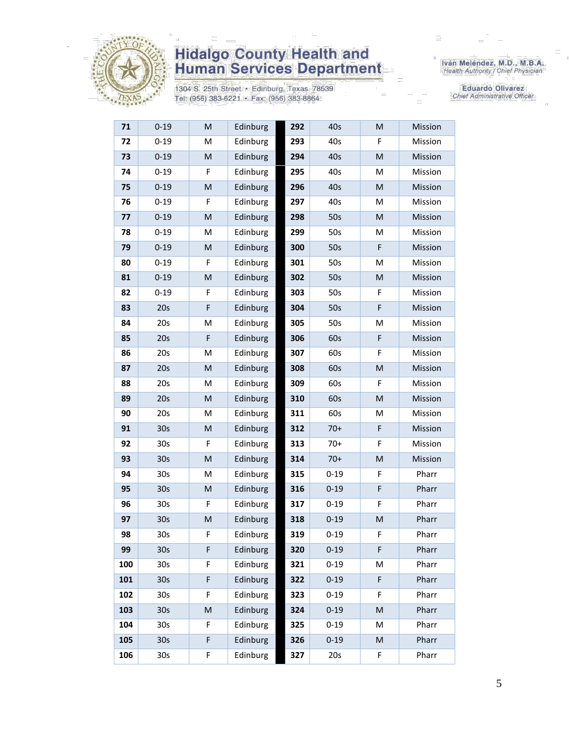# Hidalgo County Health and Human Services Department

1304 S. 25th Street • Edinburg, Texas 78539
Tel: (956) 383-6221 • Fax: (956) 383-8864

Iván Meléndez, M.D., M.B.A.
*Health Authority / Chief Physician*

Eduardo Olivarez
*Chief Administrative Officer*

| | | | | | | | |
|---|---|---|---|---|---|---|---|
| **71** | 0-19 | M | Edinburg | **292** | 40s | M | Mission |
| **72** | 0-19 | M | Edinburg | **293** | 40s | F | Mission |
| **73** | 0-19 | M | Edinburg | **294** | 40s | M | Mission |
| **74** | 0-19 | F | Edinburg | **295** | 40s | M | Mission |
| **75** | 0-19 | M | Edinburg | **296** | 40s | M | Mission |
| **76** | 0-19 | F | Edinburg | **297** | 40s | M | Mission |
| **77** | 0-19 | M | Edinburg | **298** | 50s | M | Mission |
| **78** | 0-19 | M | Edinburg | **299** | 50s | M | Mission |
| **79** | 0-19 | M | Edinburg | **300** | 50s | F | Mission |
| **80** | 0-19 | F | Edinburg | **301** | 50s | M | Mission |
| **81** | 0-19 | M | Edinburg | **302** | 50s | M | Mission |
| **82** | 0-19 | F | Edinburg | **303** | 50s | F | Mission |
| **83** | 20s | F | Edinburg | **304** | 50s | F | Mission |
| **84** | 20s | M | Edinburg | **305** | 50s | M | Mission |
| **85** | 20s | F | Edinburg | **306** | 60s | F | Mission |
| **86** | 20s | M | Edinburg | **307** | 60s | F | Mission |
| **87** | 20s | M | Edinburg | **308** | 60s | M | Mission |
| **88** | 20s | M | Edinburg | **309** | 60s | F | Mission |
| **89** | 20s | M | Edinburg | **310** | 60s | M | Mission |
| **90** | 20s | M | Edinburg | **311** | 60s | M | Mission |
| **91** | 30s | M | Edinburg | **312** | 70+ | F | Mission |
| **92** | 30s | F | Edinburg | **313** | 70+ | F | Mission |
| **93** | 30s | M | Edinburg | **314** | 70+ | M | Mission |
| **94** | 30s | M | Edinburg | **315** | 0-19 | F | Pharr |
| **95** | 30s | M | Edinburg | **316** | 0-19 | F | Pharr |
| **96** | 30s | F | Edinburg | **317** | 0-19 | F | Pharr |
| **97** | 30s | M | Edinburg | **318** | 0-19 | M | Pharr |
| **98** | 30s | F | Edinburg | **319** | 0-19 | F | Pharr |
| **99** | 30s | F | Edinburg | **320** | 0-19 | F | Pharr |
| **100** | 30s | F | Edinburg | **321** | 0-19 | M | Pharr |
| **101** | 30s | F | Edinburg | **322** | 0-19 | F | Pharr |
| **102** | 30s | F | Edinburg | **323** | 0-19 | F | Pharr |
| **103** | 30s | M | Edinburg | **324** | 0-19 | M | Pharr |
| **104** | 30s | F | Edinburg | **325** | 0-19 | M | Pharr |
| **105** | 30s | F | Edinburg | **326** | 0-19 | M | Pharr |
| **106** | 30s | F | Edinburg | **327** | 20s | F | Pharr |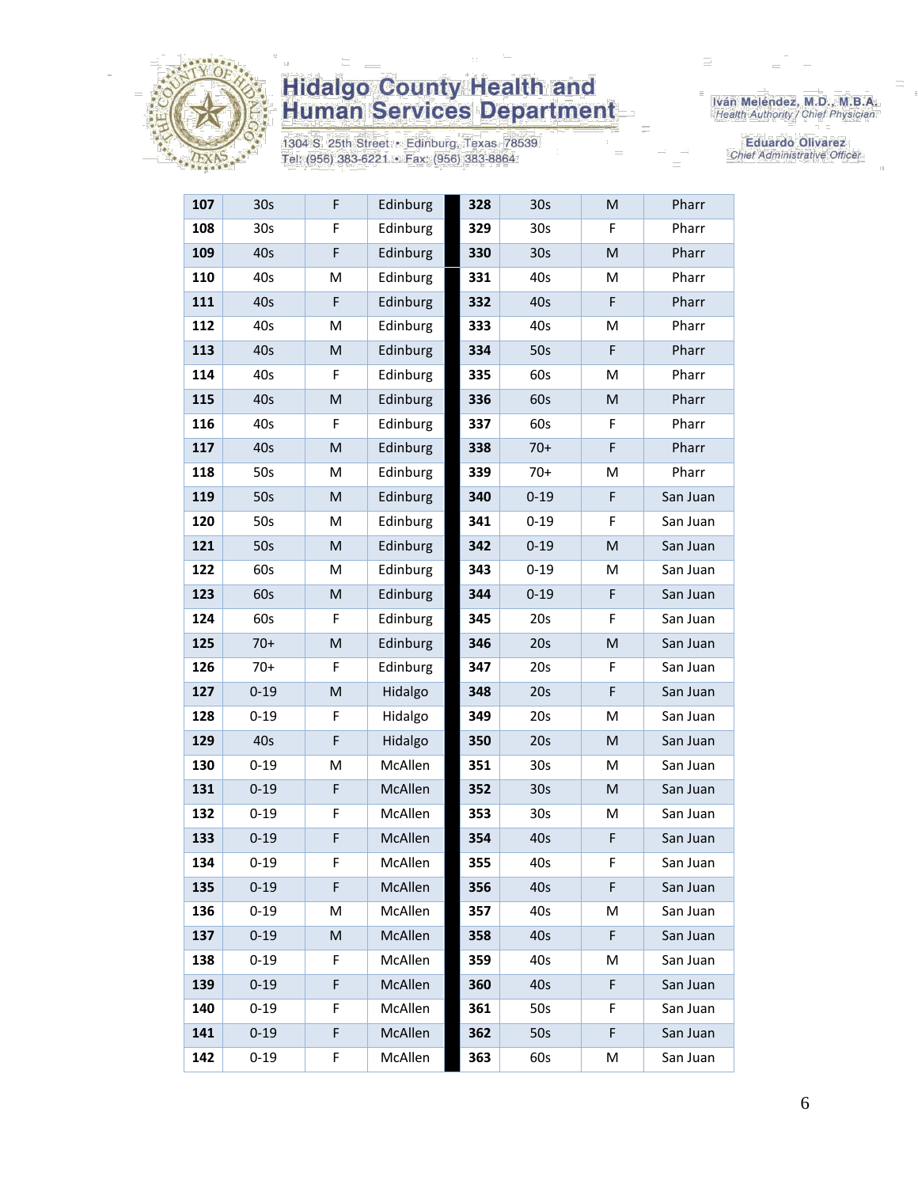| 107 | 30s | F | Edinburg | 328 | 30s | M | Pharr |
|---|---|---|---|---|---|---|---|
| 108 | 30s | F | Edinburg | 329 | 30s | F | Pharr |
| 109 | 40s | F | Edinburg | 330 | 30s | M | Pharr |
| 110 | 40s | M | Edinburg | 331 | 40s | M | Pharr |
| 111 | 40s | F | Edinburg | 332 | 40s | F | Pharr |
| 112 | 40s | M | Edinburg | 333 | 40s | M | Pharr |
| 113 | 40s | M | Edinburg | 334 | 50s | F | Pharr |
| 114 | 40s | F | Edinburg | 335 | 60s | M | Pharr |
| 115 | 40s | M | Edinburg | 336 | 60s | M | Pharr |
| 116 | 40s | F | Edinburg | 337 | 60s | F | Pharr |
| 117 | 40s | M | Edinburg | 338 | 70+ | F | Pharr |
| 118 | 50s | M | Edinburg | 339 | 70+ | M | Pharr |
| 119 | 50s | M | Edinburg | 340 | 0-19 | F | San Juan |
| 120 | 50s | M | Edinburg | 341 | 0-19 | F | San Juan |
| 121 | 50s | M | Edinburg | 342 | 0-19 | M | San Juan |
| 122 | 60s | M | Edinburg | 343 | 0-19 | M | San Juan |
| 123 | 60s | M | Edinburg | 344 | 0-19 | F | San Juan |
| 124 | 60s | F | Edinburg | 345 | 20s | F | San Juan |
| 125 | 70+ | M | Edinburg | 346 | 20s | M | San Juan |
| 126 | 70+ | F | Edinburg | 347 | 20s | F | San Juan |
| 127 | 0-19 | M | Hidalgo | 348 | 20s | F | San Juan |
| 128 | 0-19 | F | Hidalgo | 349 | 20s | M | San Juan |
| 129 | 40s | F | Hidalgo | 350 | 20s | M | San Juan |
| 130 | 0-19 | M | McAllen | 351 | 30s | M | San Juan |
| 131 | 0-19 | F | McAllen | 352 | 30s | M | San Juan |
| 132 | 0-19 | F | McAllen | 353 | 30s | M | San Juan |
| 133 | 0-19 | F | McAllen | 354 | 40s | F | San Juan |
| 134 | 0-19 | F | McAllen | 355 | 40s | F | San Juan |
| 135 | 0-19 | F | McAllen | 356 | 40s | F | San Juan |
| 136 | 0-19 | M | McAllen | 357 | 40s | M | San Juan |
| 137 | 0-19 | M | McAllen | 358 | 40s | F | San Juan |
| 138 | 0-19 | F | McAllen | 359 | 40s | M | San Juan |
| 139 | 0-19 | F | McAllen | 360 | 40s | F | San Juan |
| 140 | 0-19 | F | McAllen | 361 | 50s | F | San Juan |
| 141 | 0-19 | F | McAllen | 362 | 50s | F | San Juan |
| 142 | 0-19 | F | McAllen | 363 | 60s | M | San Juan |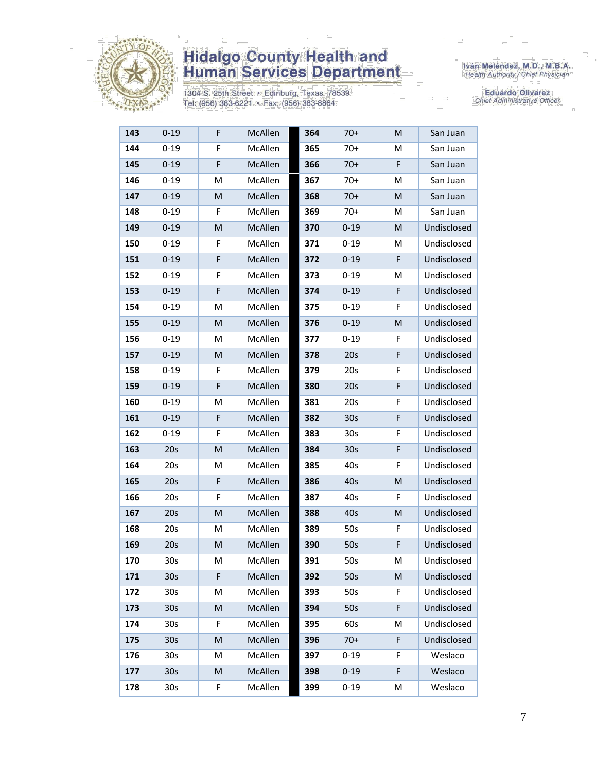# Hidalgo County Health and Human Services Department

1304 S. 25th Street • Edinburg, Texas 78539
Tel: (956) 383-6221 • Fax: (956) 383-8864

Iván Meléndez, M.D., M.B.A.
*Health Authority / Chief Physician*

Eduardo Olivarez
*Chief Administrative Officer*

| | | | | | | | |
|---|---|---|---|---|---|---|---|
| 143 | 0-19 | F | McAllen | 364 | 70+ | M | San Juan |
| 144 | 0-19 | F | McAllen | 365 | 70+ | M | San Juan |
| 145 | 0-19 | F | McAllen | 366 | 70+ | F | San Juan |
| 146 | 0-19 | M | McAllen | 367 | 70+ | M | San Juan |
| 147 | 0-19 | M | McAllen | 368 | 70+ | M | San Juan |
| 148 | 0-19 | F | McAllen | 369 | 70+ | M | San Juan |
| 149 | 0-19 | M | McAllen | 370 | 0-19 | M | Undisclosed |
| 150 | 0-19 | F | McAllen | 371 | 0-19 | M | Undisclosed |
| 151 | 0-19 | F | McAllen | 372 | 0-19 | F | Undisclosed |
| 152 | 0-19 | F | McAllen | 373 | 0-19 | M | Undisclosed |
| 153 | 0-19 | F | McAllen | 374 | 0-19 | F | Undisclosed |
| 154 | 0-19 | M | McAllen | 375 | 0-19 | F | Undisclosed |
| 155 | 0-19 | M | McAllen | 376 | 0-19 | M | Undisclosed |
| 156 | 0-19 | M | McAllen | 377 | 0-19 | F | Undisclosed |
| 157 | 0-19 | M | McAllen | 378 | 20s | F | Undisclosed |
| 158 | 0-19 | F | McAllen | 379 | 20s | F | Undisclosed |
| 159 | 0-19 | F | McAllen | 380 | 20s | F | Undisclosed |
| 160 | 0-19 | M | McAllen | 381 | 20s | F | Undisclosed |
| 161 | 0-19 | F | McAllen | 382 | 30s | F | Undisclosed |
| 162 | 0-19 | F | McAllen | 383 | 30s | F | Undisclosed |
| 163 | 20s | M | McAllen | 384 | 30s | F | Undisclosed |
| 164 | 20s | M | McAllen | 385 | 40s | F | Undisclosed |
| 165 | 20s | F | McAllen | 386 | 40s | M | Undisclosed |
| 166 | 20s | F | McAllen | 387 | 40s | F | Undisclosed |
| 167 | 20s | M | McAllen | 388 | 40s | M | Undisclosed |
| 168 | 20s | M | McAllen | 389 | 50s | F | Undisclosed |
| 169 | 20s | M | McAllen | 390 | 50s | F | Undisclosed |
| 170 | 30s | M | McAllen | 391 | 50s | M | Undisclosed |
| 171 | 30s | F | McAllen | 392 | 50s | M | Undisclosed |
| 172 | 30s | M | McAllen | 393 | 50s | F | Undisclosed |
| 173 | 30s | M | McAllen | 394 | 50s | F | Undisclosed |
| 174 | 30s | F | McAllen | 395 | 60s | M | Undisclosed |
| 175 | 30s | M | McAllen | 396 | 70+ | F | Undisclosed |
| 176 | 30s | M | McAllen | 397 | 0-19 | F | Weslaco |
| 177 | 30s | M | McAllen | 398 | 0-19 | F | Weslaco |
| 178 | 30s | F | McAllen | 399 | 0-19 | M | Weslaco |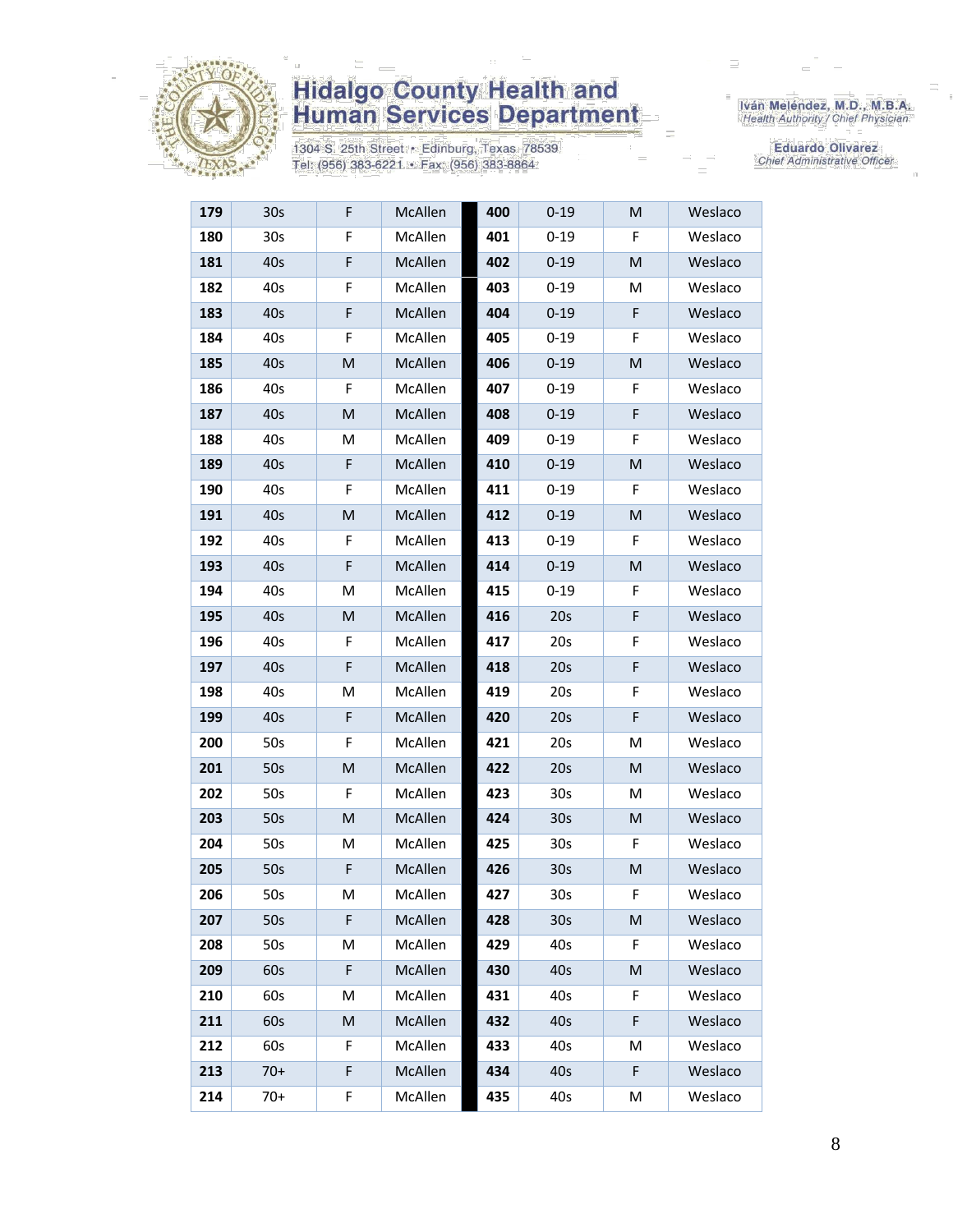| 179 | 30s | F | McAllen | 400 | 0-19 | M | Weslaco |
|---|---|---|---|---|---|---|---|
| 180 | 30s | F | McAllen | 401 | 0-19 | F | Weslaco |
| 181 | 40s | F | McAllen | 402 | 0-19 | M | Weslaco |
| 182 | 40s | F | McAllen | 403 | 0-19 | M | Weslaco |
| 183 | 40s | F | McAllen | 404 | 0-19 | F | Weslaco |
| 184 | 40s | F | McAllen | 405 | 0-19 | F | Weslaco |
| 185 | 40s | M | McAllen | 406 | 0-19 | M | Weslaco |
| 186 | 40s | F | McAllen | 407 | 0-19 | F | Weslaco |
| 187 | 40s | M | McAllen | 408 | 0-19 | F | Weslaco |
| 188 | 40s | M | McAllen | 409 | 0-19 | F | Weslaco |
| 189 | 40s | F | McAllen | 410 | 0-19 | M | Weslaco |
| 190 | 40s | F | McAllen | 411 | 0-19 | F | Weslaco |
| 191 | 40s | M | McAllen | 412 | 0-19 | M | Weslaco |
| 192 | 40s | F | McAllen | 413 | 0-19 | F | Weslaco |
| 193 | 40s | F | McAllen | 414 | 0-19 | M | Weslaco |
| 194 | 40s | M | McAllen | 415 | 0-19 | F | Weslaco |
| 195 | 40s | M | McAllen | 416 | 20s | F | Weslaco |
| 196 | 40s | F | McAllen | 417 | 20s | F | Weslaco |
| 197 | 40s | F | McAllen | 418 | 20s | F | Weslaco |
| 198 | 40s | M | McAllen | 419 | 20s | F | Weslaco |
| 199 | 40s | F | McAllen | 420 | 20s | F | Weslaco |
| 200 | 50s | F | McAllen | 421 | 20s | M | Weslaco |
| 201 | 50s | M | McAllen | 422 | 20s | M | Weslaco |
| 202 | 50s | F | McAllen | 423 | 30s | M | Weslaco |
| 203 | 50s | M | McAllen | 424 | 30s | M | Weslaco |
| 204 | 50s | M | McAllen | 425 | 30s | F | Weslaco |
| 205 | 50s | F | McAllen | 426 | 30s | M | Weslaco |
| 206 | 50s | M | McAllen | 427 | 30s | F | Weslaco |
| 207 | 50s | F | McAllen | 428 | 30s | M | Weslaco |
| 208 | 50s | M | McAllen | 429 | 40s | F | Weslaco |
| 209 | 60s | F | McAllen | 430 | 40s | M | Weslaco |
| 210 | 60s | M | McAllen | 431 | 40s | F | Weslaco |
| 211 | 60s | M | McAllen | 432 | 40s | F | Weslaco |
| 212 | 60s | F | McAllen | 433 | 40s | M | Weslaco |
| 213 | 70+ | F | McAllen | 434 | 40s | F | Weslaco |
| 214 | 70+ | F | McAllen | 435 | 40s | M | Weslaco |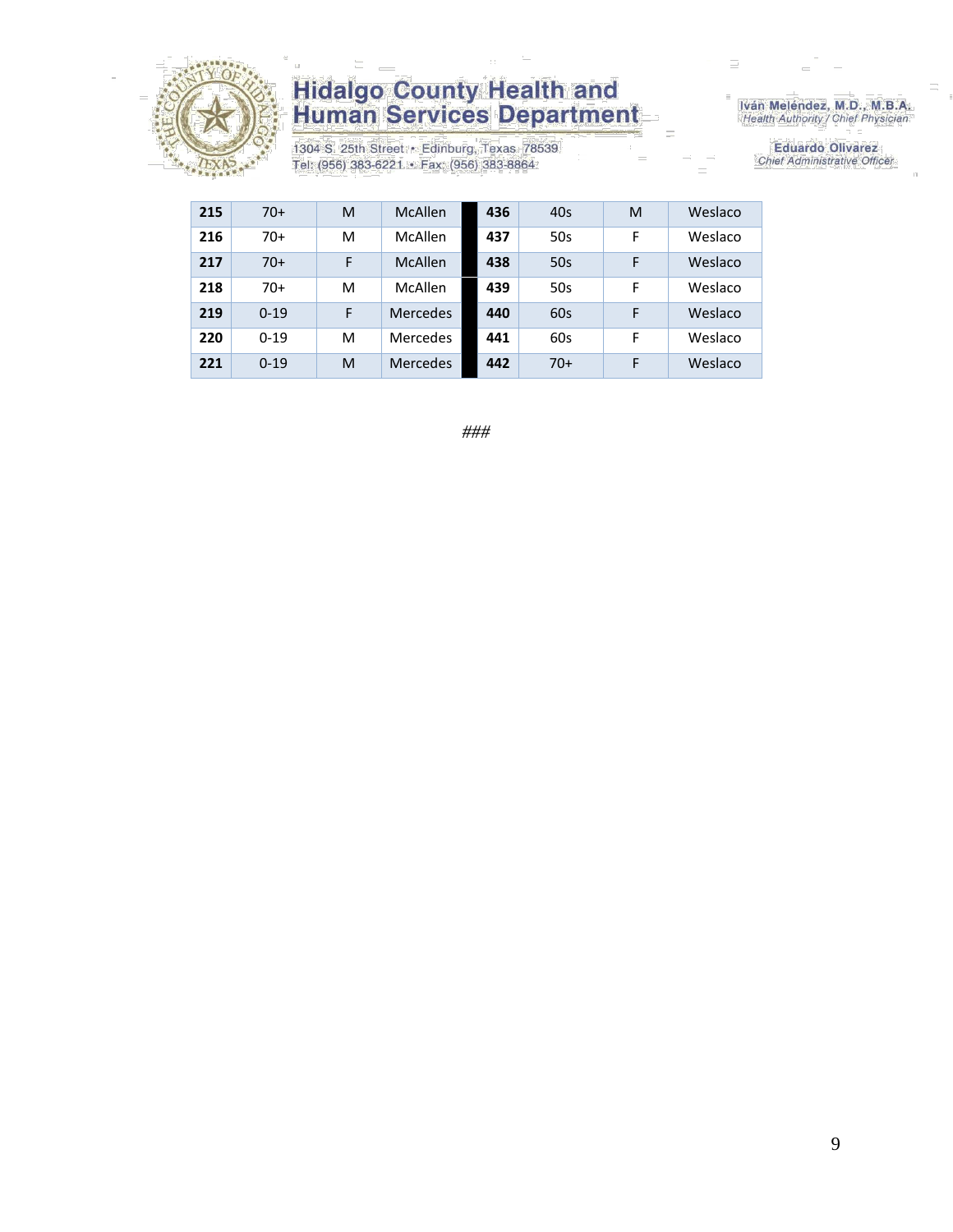| | | | | | | | | |
|---|---|---|---|---|---|---|---|---|
| **215** | 70+ | M | McAllen | | **436** | 40s | M | Weslaco |
| **216** | 70+ | M | McAllen | | **437** | 50s | F | Weslaco |
| **217** | 70+ | F | McAllen | | **438** | 50s | F | Weslaco |
| **218** | 70+ | M | McAllen | | **439** | 50s | F | Weslaco |
| **219** | 0-19 | F | Mercedes | | **440** | 60s | F | Weslaco |
| **220** | 0-19 | M | Mercedes | | **441** | 60s | F | Weslaco |
| **221** | 0-19 | M | Mercedes | | **442** | 70+ | F | Weslaco |

###